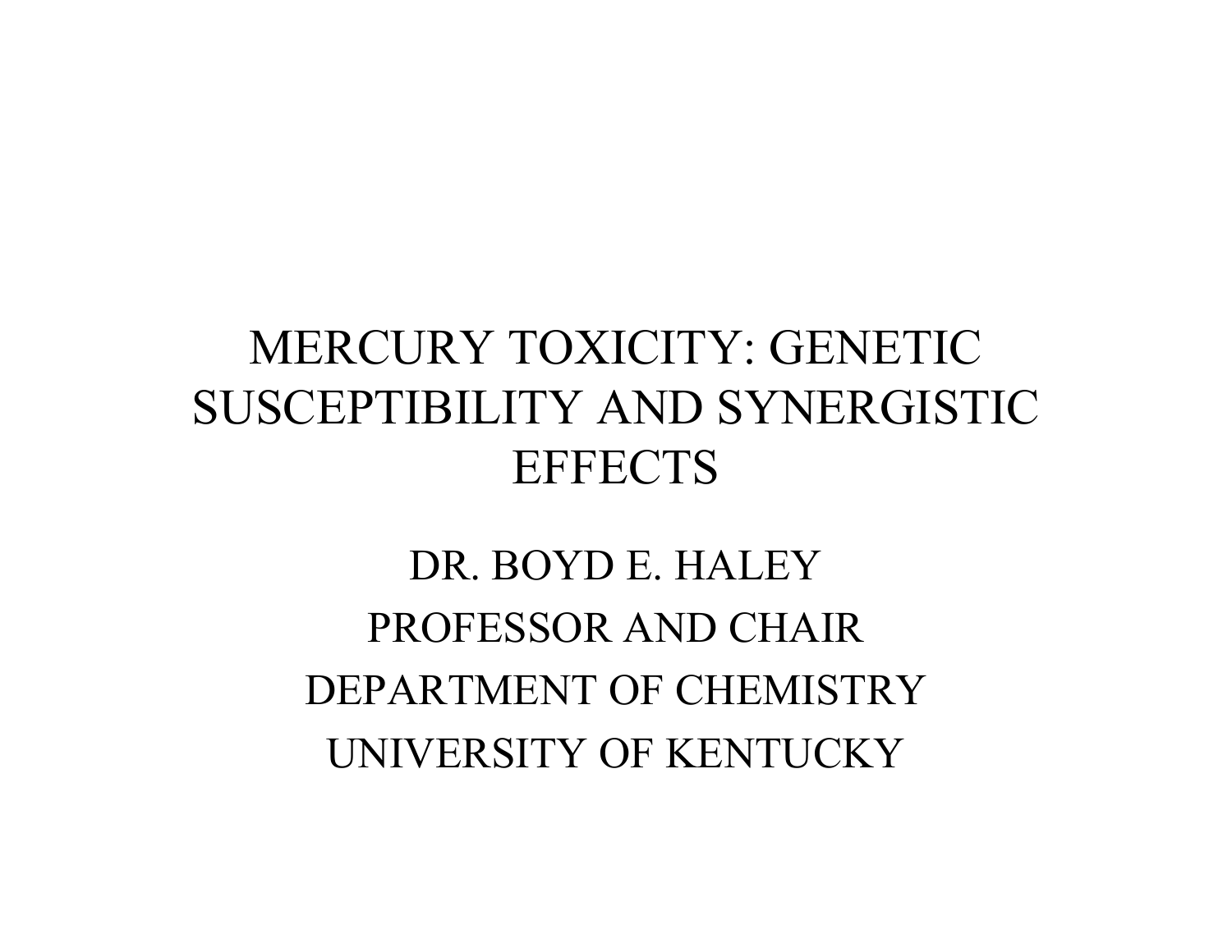# MERCURY TOXICITY: GENETIC SUSCEPTIBILITY AND SYNERGISTIC EFFECTS

DR. BOYD E. HALEY

PROFESSOR AND CHAIR

DEPARTMENT OF CHEMISTRY

UNIVERSITY OF KENTUCKY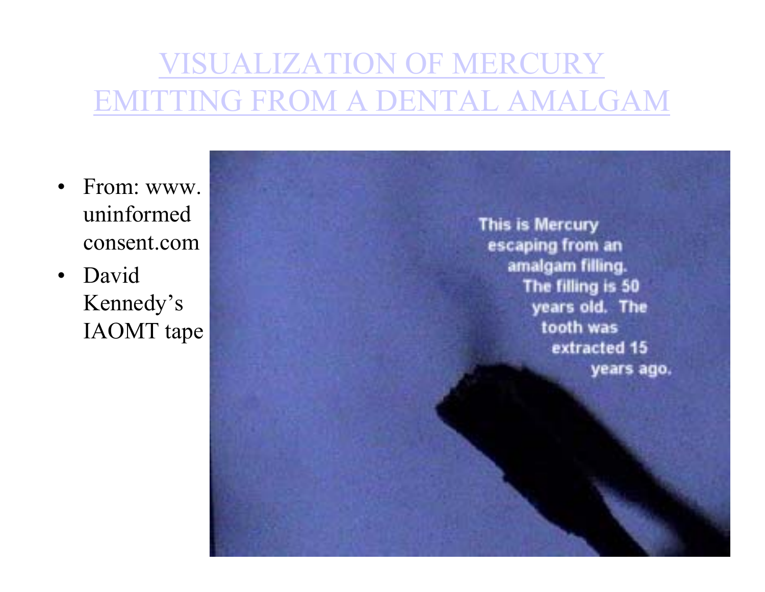# VISUALIZATION OF MERCURY EMITTING FROM A DENTAL AMALGAM

- From: www.uninformedconsent.com
- David Kennedy's IAOMT tape

This is Mercury escaping from an amalgam filling. The filling is 50 years old. The tooth was extracted 15 years ago.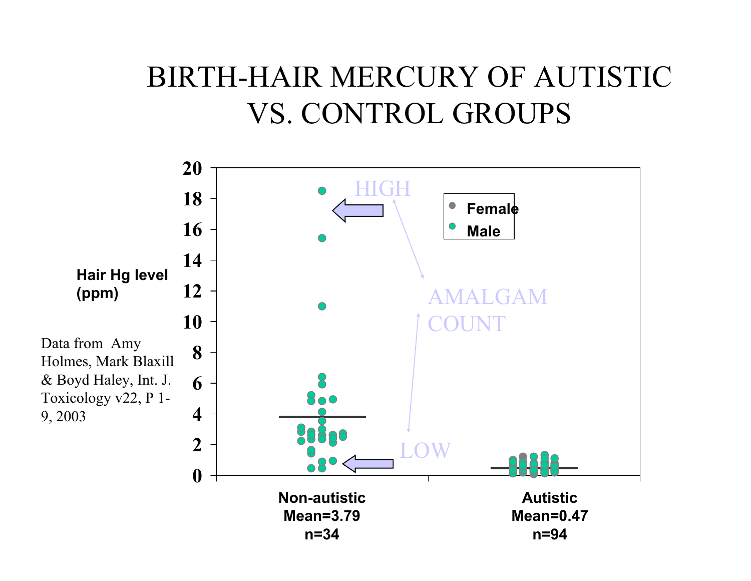# BIRTH-HAIR MERCURY OF AUTISTIC VS. CONTROL GROUPS

Hair Hg level (ppm)

Data from Amy Holmes, Mark Blaxill & Boyd Haley, Int. J. Toxicology v22, P 1-9, 2003

HIGH

AMALGAM COUNT

LOW

Female

Male

20
18
16
14
12
10
8
6
4
2
0

**Non-autistic**
**Mean=3.79**
**n=34**

**Autistic**
**Mean=0.47**
**n=94**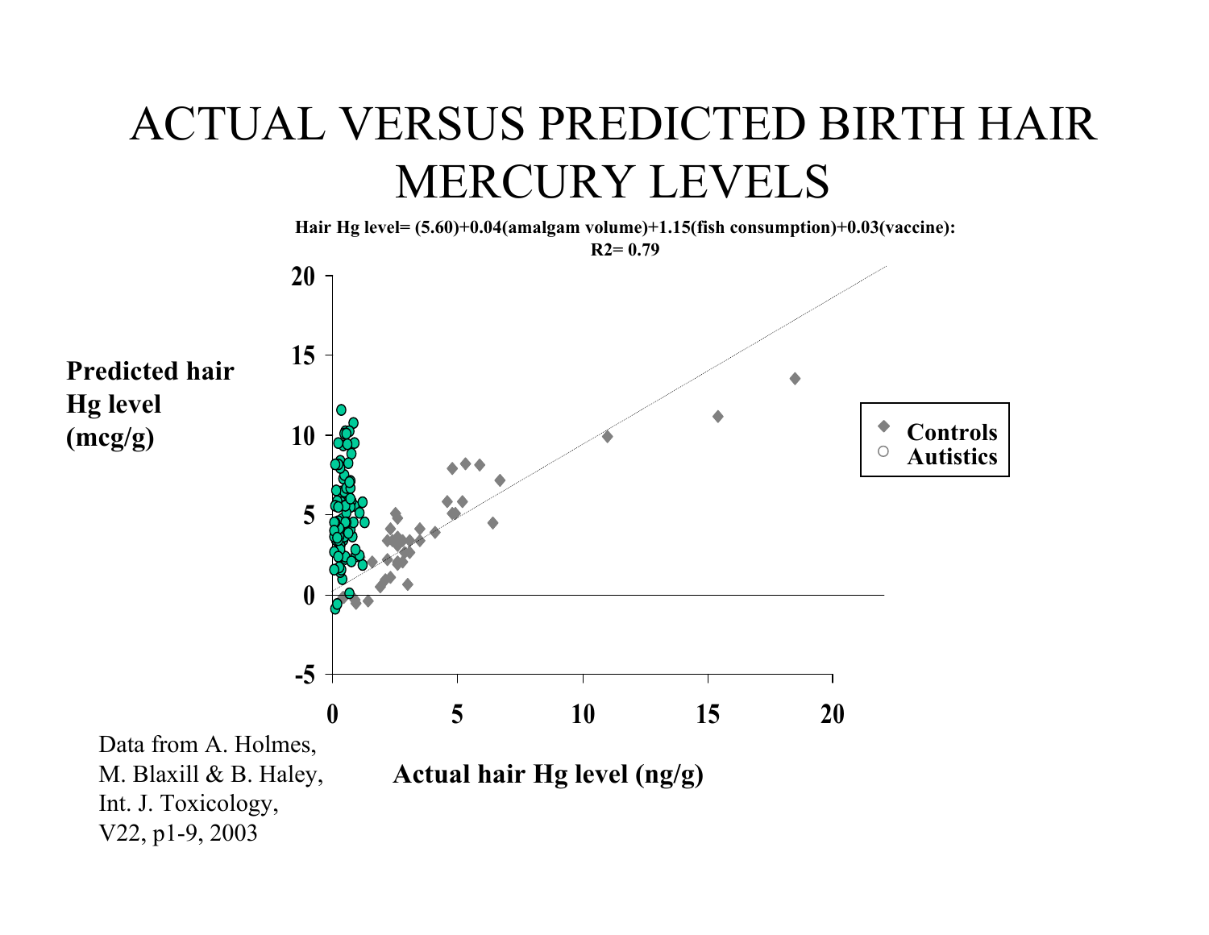# ACTUAL VERSUS PREDICTED BIRTH HAIR MERCURY LEVELS

**Hair Hg level= (5.60)+0.04(amalgam volume)+1.15(fish consumption)+0.03(vaccine): $R^2$= 0.79**

**Predicted hair Hg level (mcg/g)**

**Actual hair Hg level (ng/g)**

Controls
Autistics

Data from A. Holmes, M. Blaxill & B. Haley, Int. J. Toxicology, V22, p1-9, 2003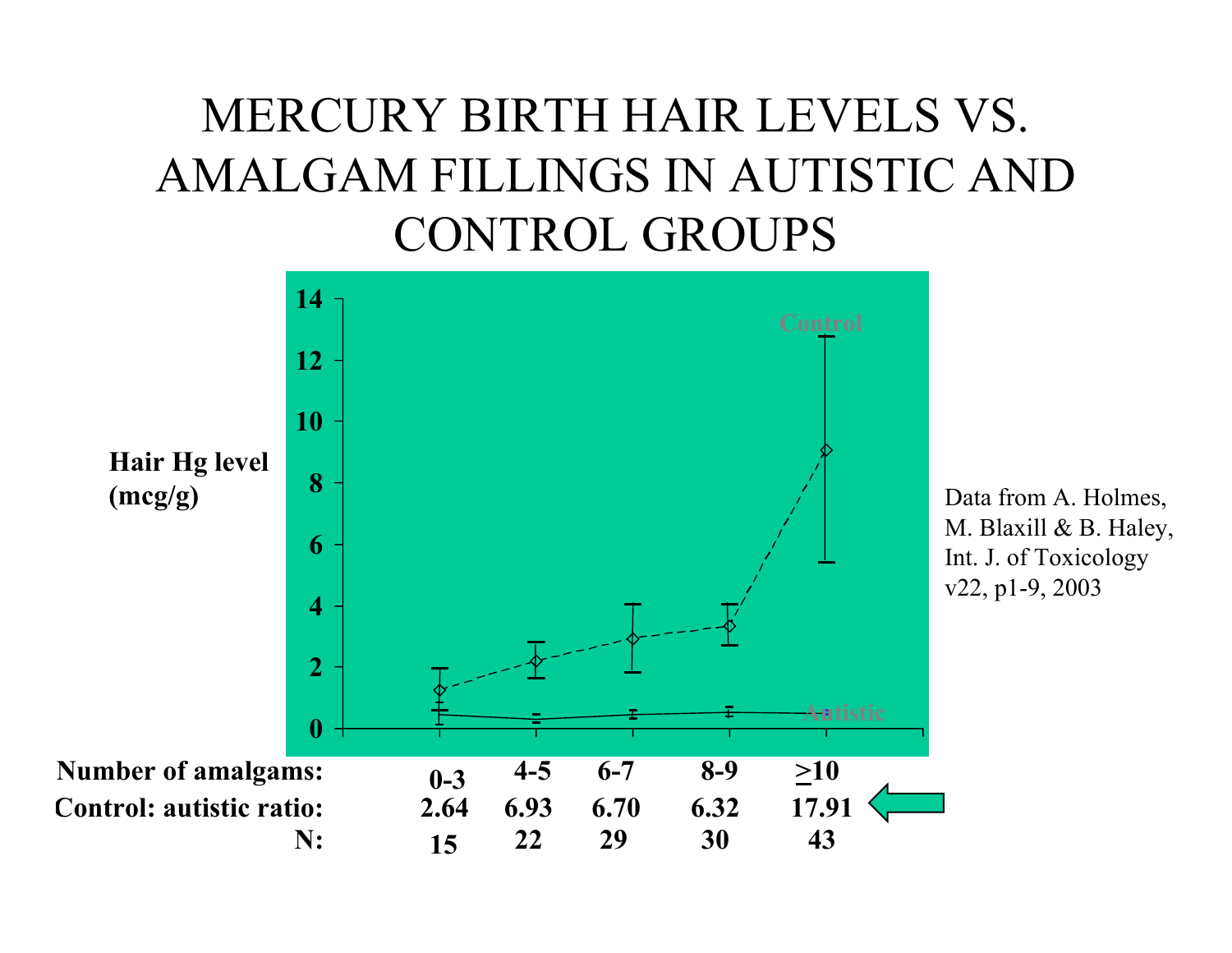# MERCURY BIRTH HAIR LEVELS VS. AMALGAM FILLINGS IN AUTISTIC AND CONTROL GROUPS

| Number of amalgams: | 0-3 | 4-5 | 6-7 | 8-9 | ≥10 |
|---|---|---|---|---|---|
| Control: autistic ratio: | 2.64 | 6.93 | 6.70 | 6.32 | 17.91 |
| N: | 15 | 22 | 29 | 30 | 43 |

Data from A. Holmes, M. Blaxill & B. Haley, Int. J. of Toxicology v22, p1-9, 2003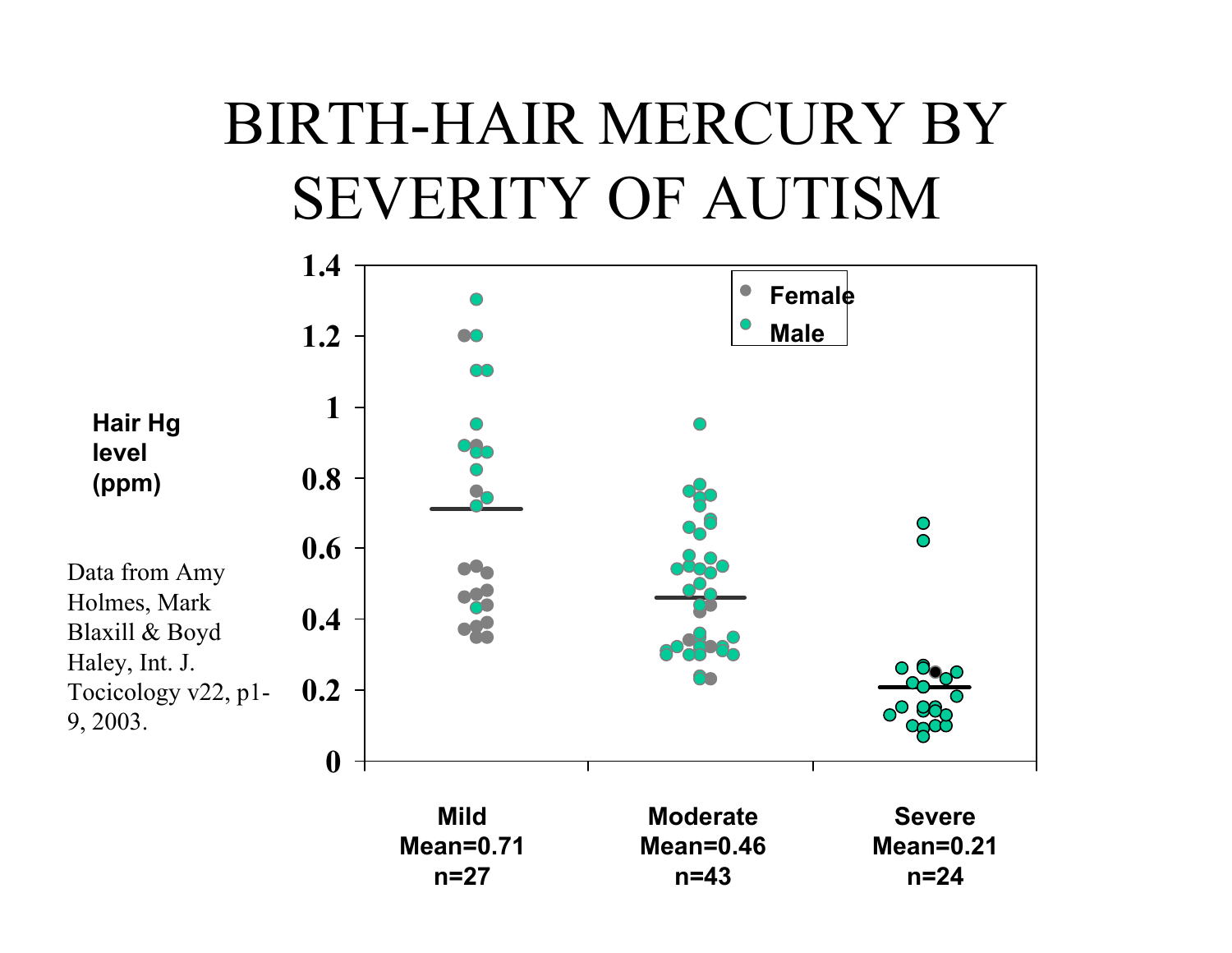# BIRTH-HAIR MERCURY BY SEVERITY OF AUTISM

Hair Hg level (ppm)

Data from Amy Holmes, Mark Blaxill & Boyd Haley, Int. J. Tocicology v22, p1-9, 2003.

Female

Male

1.4

1.2

1

0.8

0.6

0.4

0.2

0

Mild
Mean=0.71
n=27

Moderate
Mean=0.46
n=43

Severe
Mean=0.21
n=24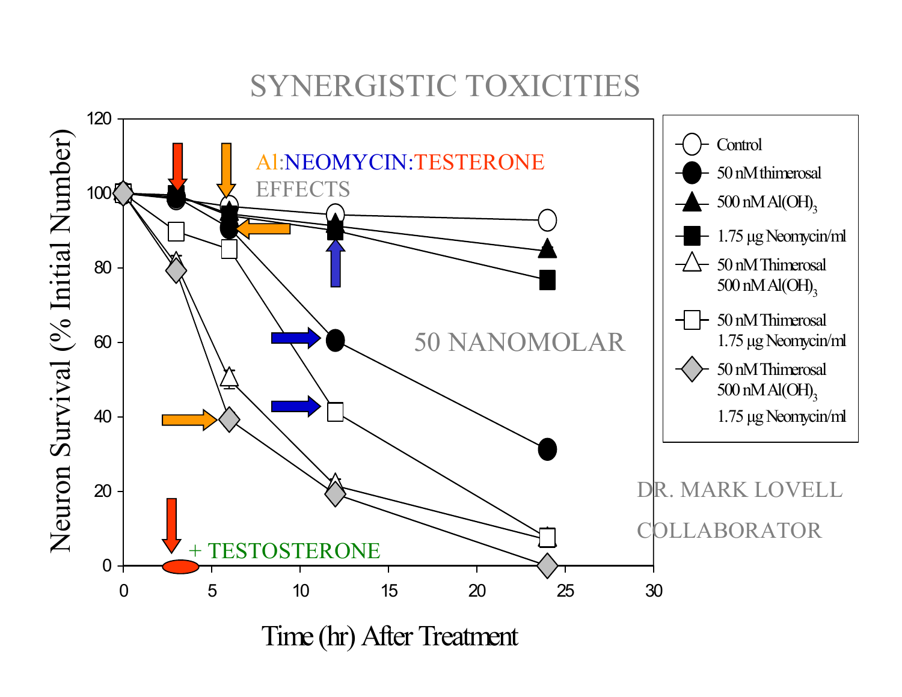# SYNERGISTIC TOXICITIES

Al:NEOMYCIN:TESTERONE EFFECTS

50 NANOMOLAR

+ TESTOSTERONE

DR. MARK LOVELL COLLABORATOR

Neuron Survival (% Initial Number)

Time (hr) After Treatment

Legend:
- Control
- 50 nM thimerosal
- 500 nM $Al(OH)_3$
- 1.75 µg Neomycin/ml
- 50 nM Thimerosal 500 nM $Al(OH)_3$
- 50 nM Thimerosal 1.75 µg Neomycin/ml
- 50 nM Thimerosal 500 nM $Al(OH)_3$ 1.75 µg Neomycin/ml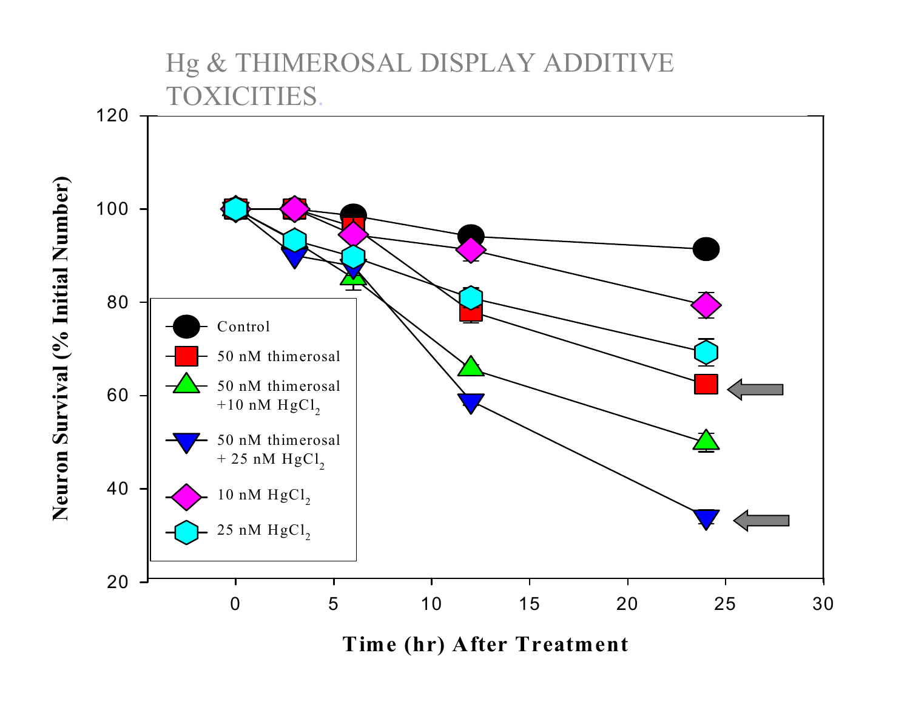# Hg & THIMEROSAL DISPLAY ADDITIVE TOXICITIES.

Neuron Survival (% Initial Number)

Time (hr) After Treatment

- Control
- 50 nM thimerosal
- 50 nM thimerosal +10 nM $HgCl_2$
- 50 nM thimerosal + 25 nM $HgCl_2$
- 10 nM $HgCl_2$
- 25 nM $HgCl_2$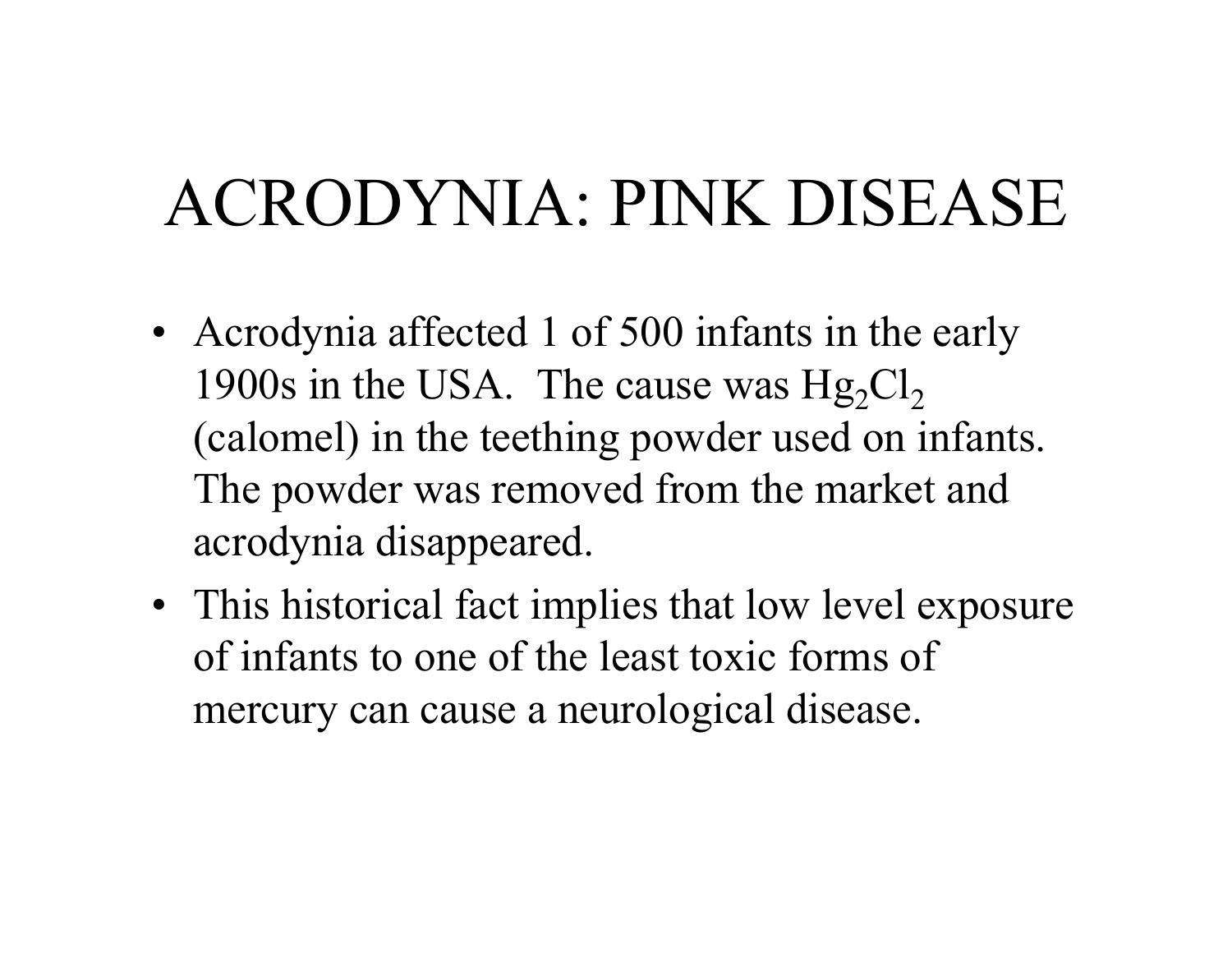# ACRODYNIA: PINK DISEASE

- Acrodynia affected 1 of 500 infants in the early 1900s in the USA. The cause was $Hg_2Cl_2$ (calomel) in the teething powder used on infants. The powder was removed from the market and acrodynia disappeared.
- This historical fact implies that low level exposure of infants to one of the least toxic forms of mercury can cause a neurological disease.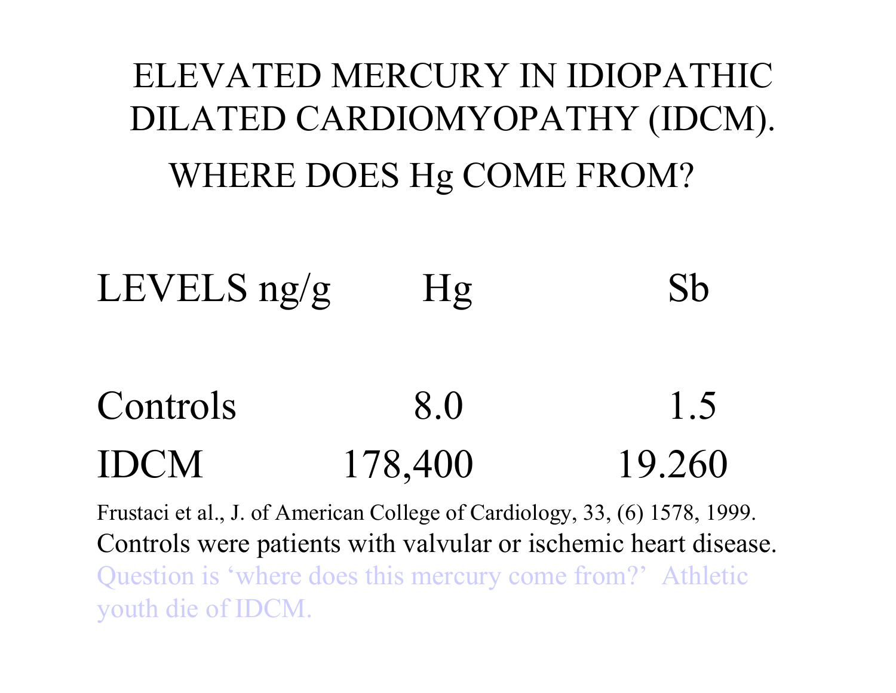# ELEVATED MERCURY IN IDIOPATHIC DILATED CARDIOMYOPATHY (IDCM).

## WHERE DOES Hg COME FROM?

| LEVELS ng/g | Hg | Sb |
| --- | --- | --- |
| Controls | 8.0 | 1.5 |
| IDCM | 178,400 | 19.260 |

Frustaci et al., J. of American College of Cardiology, 33, (6) 1578, 1999.

Controls were patients with valvular or ischemic heart disease.

Question is 'where does this mercury come from?' Athletic youth die of IDCM.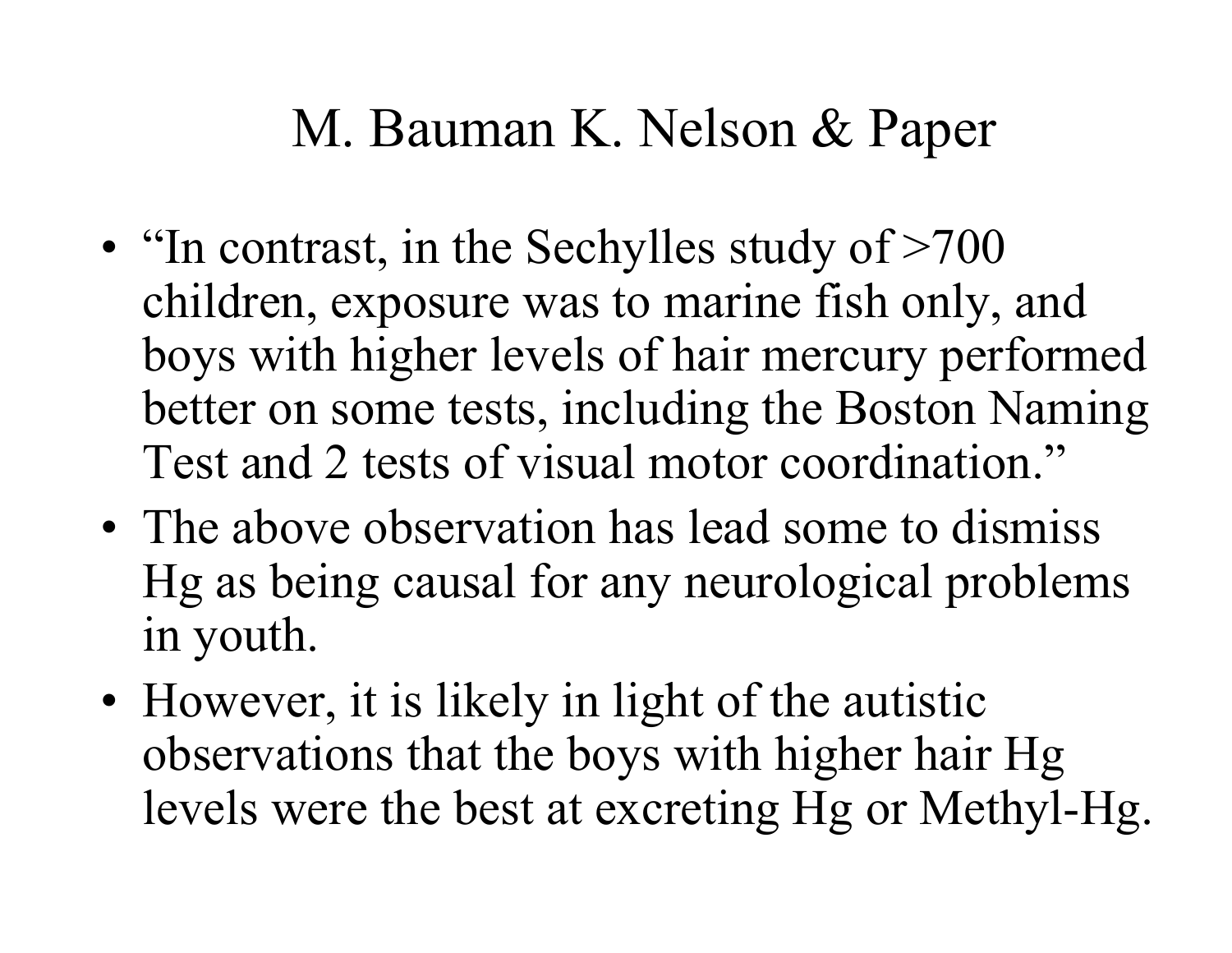# M. Bauman K. Nelson & Paper

- "In contrast, in the Sechylles study of >700 children, exposure was to marine fish only, and boys with higher levels of hair mercury performed better on some tests, including the Boston Naming Test and 2 tests of visual motor coordination."
- The above observation has lead some to dismiss Hg as being causal for any neurological problems in youth.
- However, it is likely in light of the autistic observations that the boys with higher hair Hg levels were the best at excreting Hg or Methyl-Hg.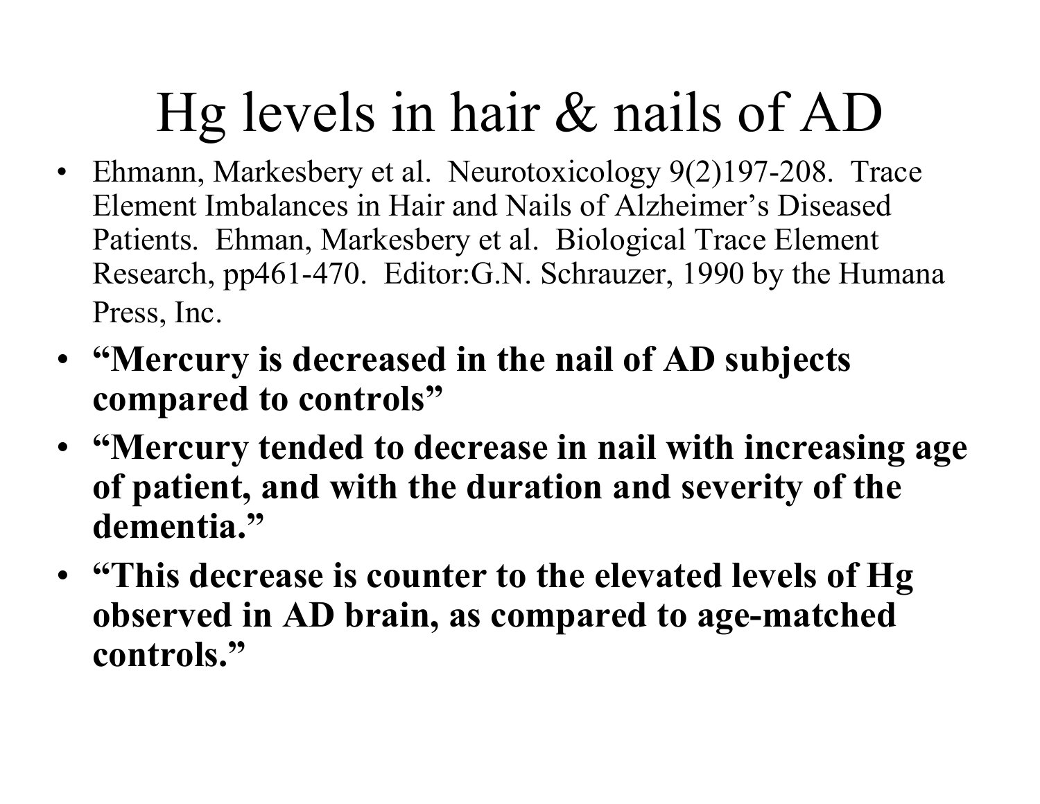# Hg levels in hair & nails of AD

- Ehmann, Markesbery et al. Neurotoxicology 9(2)197-208. Trace Element Imbalances in Hair and Nails of Alzheimer's Diseased Patients. Ehman, Markesbery et al. Biological Trace Element Research, pp461-470. Editor:G.N. Schrauzer, 1990 by the Humana Press, Inc.
- **"Mercury is decreased in the nail of AD subjects compared to controls"**
- **"Mercury tended to decrease in nail with increasing age of patient, and with the duration and severity of the dementia."**
- **"This decrease is counter to the elevated levels of Hg observed in AD brain, as compared to age-matched controls."**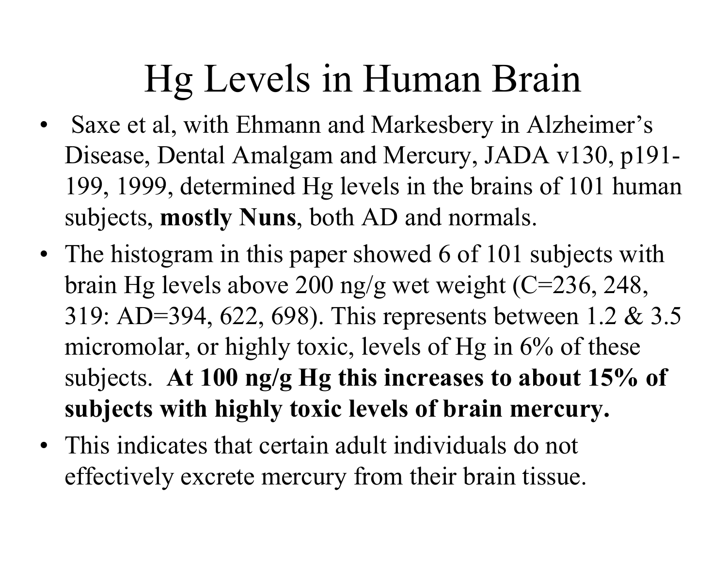# Hg Levels in Human Brain

- Saxe et al, with Ehmann and Markesbery in Alzheimer's Disease, Dental Amalgam and Mercury, JADA v130, p191-199, 1999, determined Hg levels in the brains of 101 human subjects, **mostly Nuns**, both AD and normals.
- The histogram in this paper showed 6 of 101 subjects with brain Hg levels above 200 ng/g wet weight (C=236, 248, 319: AD=394, 622, 698). This represents between 1.2 & 3.5 micromolar, or highly toxic, levels of Hg in 6% of these subjects. **At 100 ng/g Hg this increases to about 15% of subjects with highly toxic levels of brain mercury.**
- This indicates that certain adult individuals do not effectively excrete mercury from their brain tissue.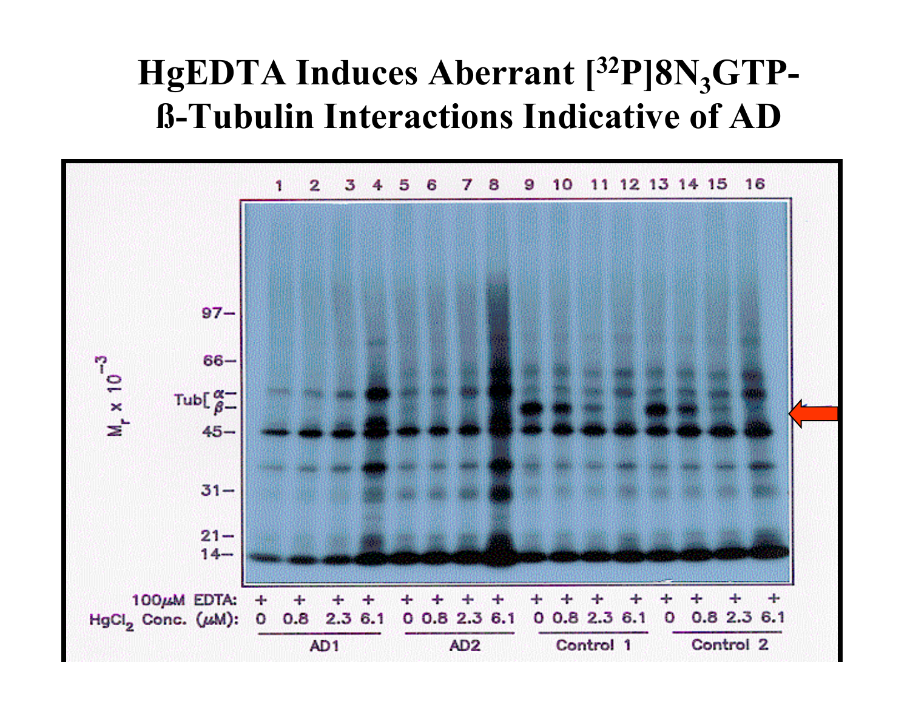# HgEDTA Induces Aberrant [$^{32}$P]8N$_3$GTP-ß-Tubulin Interactions Indicative of AD

1 2 3 4 5 6 7 8 9 10 11 12 13 14 15 16

$M_r \times 10^{-3}$

97–

66–

Tub[ α– β–

45–

31–

21–

14–

| 100μM EDTA: | + | + | + | + | + | + | + | + | + | + | + | + | + | + | + | + |
|---|---|---|---|---|---|---|---|---|---|---|---|---|---|---|---|---|
| $HgCl_2$ Conc. (μM): | 0 | 0.8 | 2.3 | 6.1 | 0 | 0.8 | 2.3 | 6.1 | 0 | 0.8 | 2.3 | 6.1 | 0 | 0.8 | 2.3 | 6.1 |
| | AD1 | | | | AD2 | | | | Control 1 | | | | Control 2 | | | |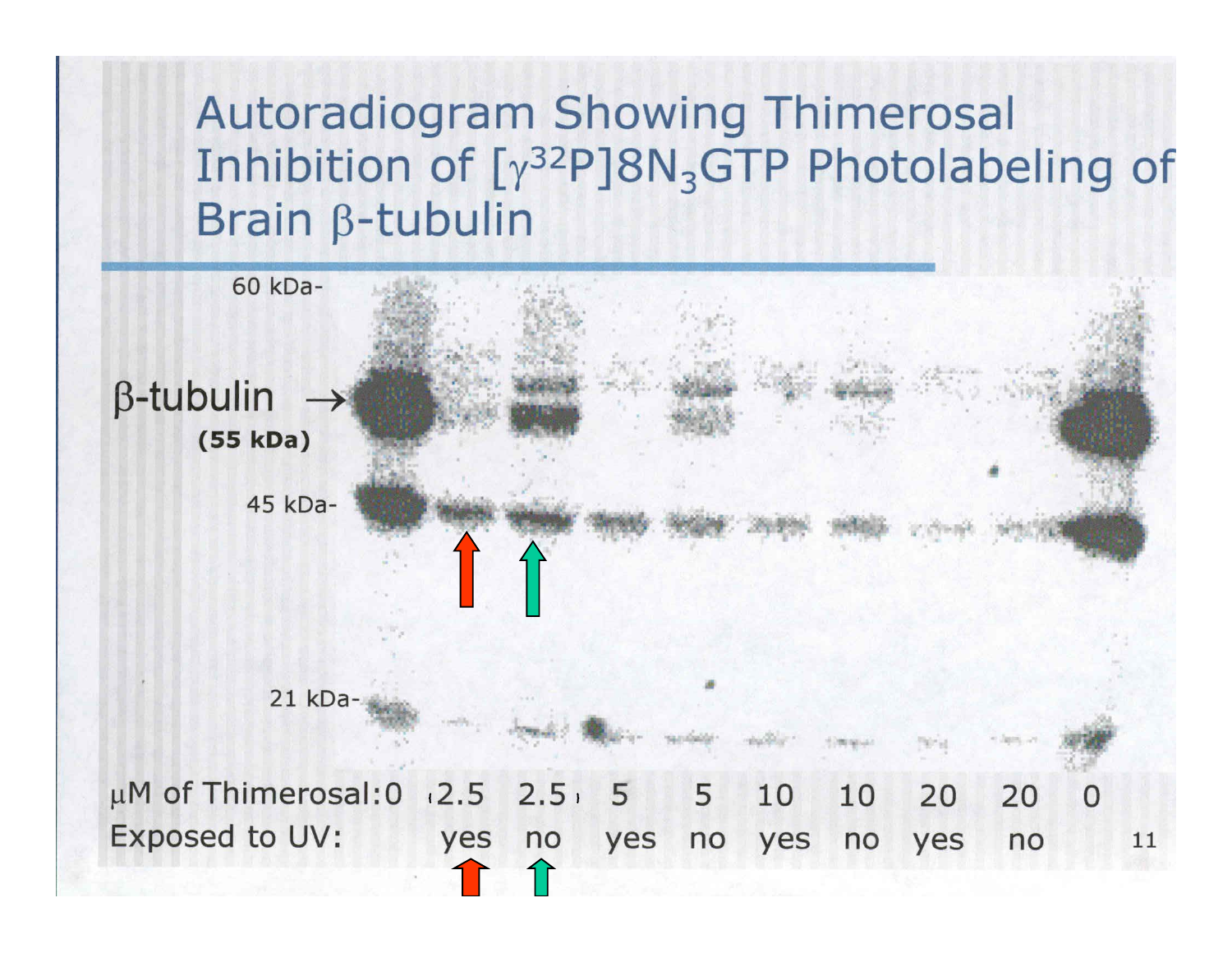# Autoradiogram Showing Thimerosal Inhibition of [$\gamma^{32}$P]8$N_3$GTP Photolabeling of Brain β-tubulin

60 kDa-

β-tubulin →
**(55 kDa)**

45 kDa-

21 kDa-

| μM of Thimerosal: | 0 | 2.5 | 2.5 | 5 | 5 | 10 | 10 | 20 | 20 | 0 |
|---|---|---|---|---|---|---|---|---|---|---|
| Exposed to UV: | | yes | no | yes | no | yes | no | yes | no | |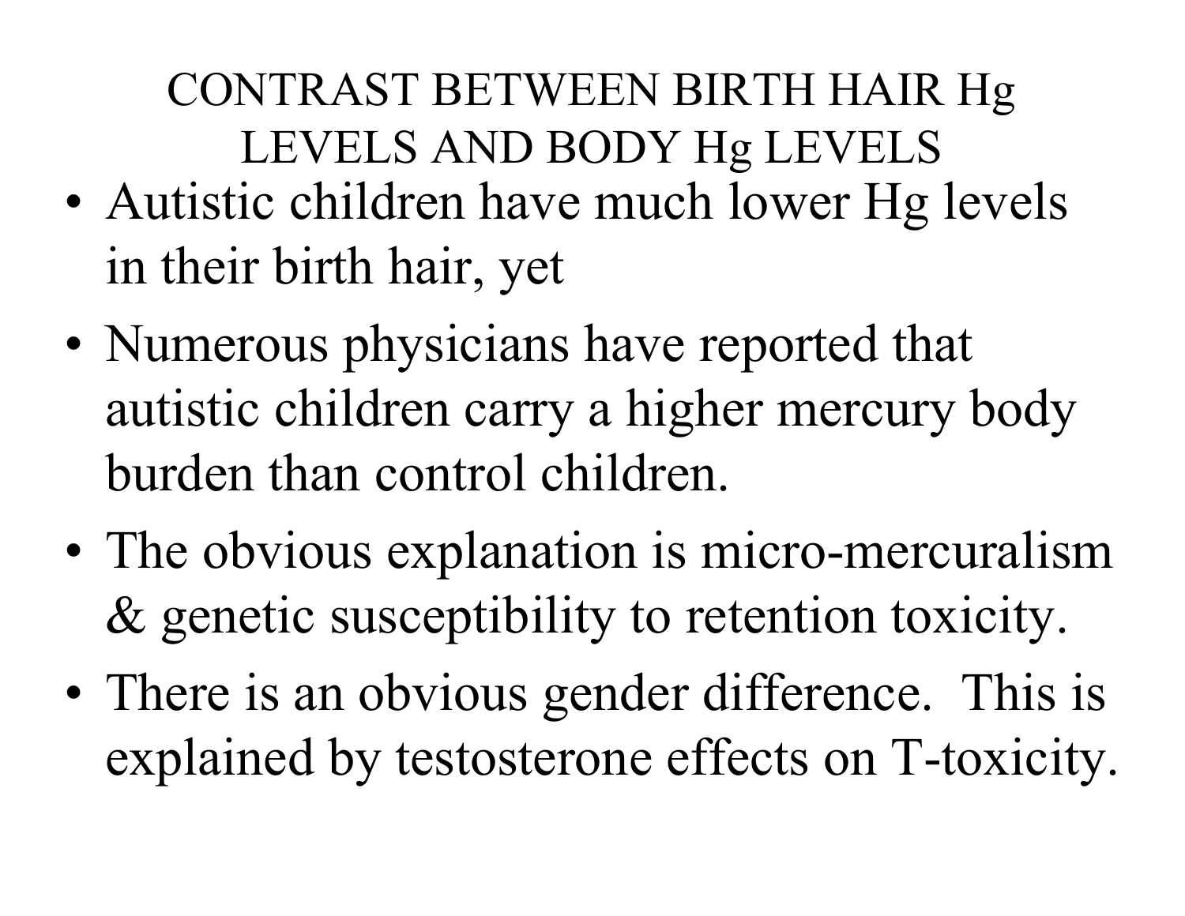# CONTRAST BETWEEN BIRTH HAIR Hg LEVELS AND BODY Hg LEVELS

- Autistic children have much lower Hg levels in their birth hair, yet
- Numerous physicians have reported that autistic children carry a higher mercury body burden than control children.
- The obvious explanation is micro-mercuralism & genetic susceptibility to retention toxicity.
- There is an obvious gender difference. This is explained by testosterone effects on T-toxicity.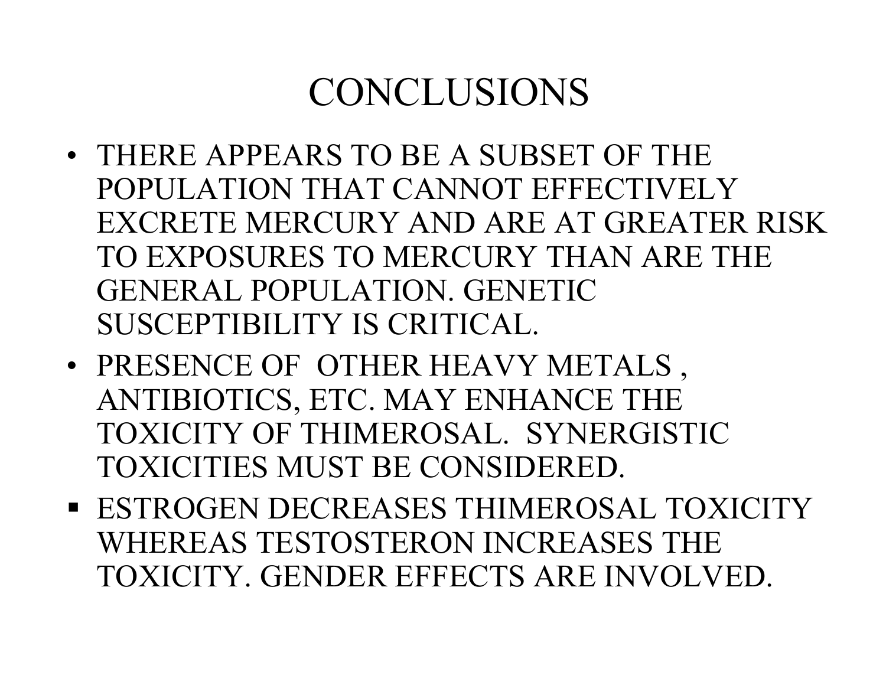# CONCLUSIONS

- THERE APPEARS TO BE A SUBSET OF THE POPULATION THAT CANNOT EFFECTIVELY EXCRETE MERCURY AND ARE AT GREATER RISK TO EXPOSURES TO MERCURY THAN ARE THE GENERAL POPULATION. GENETIC SUSCEPTIBILITY IS CRITICAL.
- PRESENCE OF OTHER HEAVY METALS , ANTIBIOTICS, ETC. MAY ENHANCE THE TOXICITY OF THIMEROSAL. SYNERGISTIC TOXICITIES MUST BE CONSIDERED.
- ESTROGEN DECREASES THIMEROSAL TOXICITY WHEREAS TESTOSTERON INCREASES THE TOXICITY. GENDER EFFECTS ARE INVOLVED.